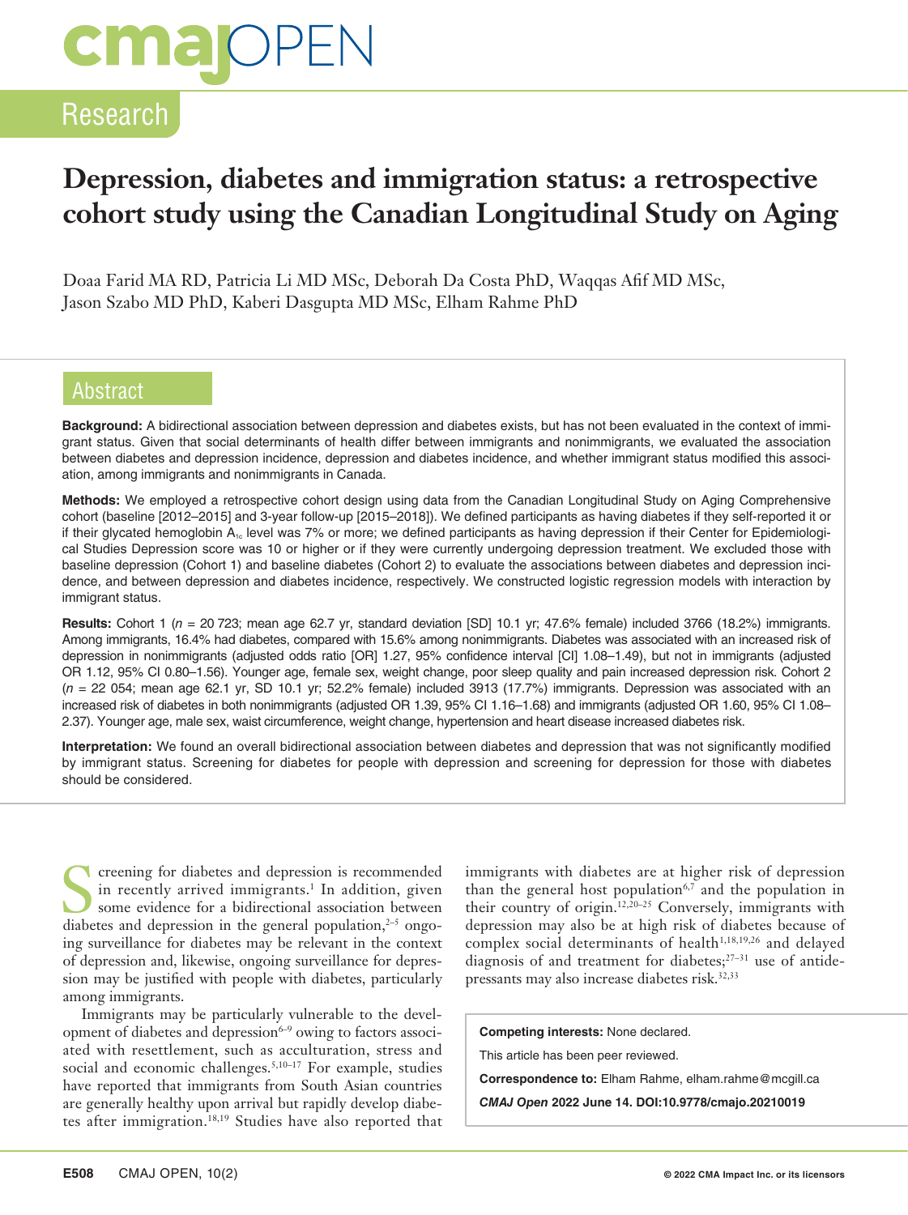Research

# Depression, diabetes and immigration status: a retrospective cohort study using the Canadian Longitudinal Study on Aging

Doaa Farid MA RD, Patricia Li MD MSc, Deborah Da Costa PhD, Waqqas Afif MD MSc, Jason Szabo MD PhD, Kaberi Dasgupta MD MSc, Elham Rahme PhD

## Abstract

**Background:** A bidirectional association between depression and diabetes exists, but has not been evaluated in the context of immigrant status. Given that social determinants of health differ between immigrants and nonimmigrants, we evaluated the association between diabetes and depression incidence, depression and diabetes incidence, and whether immigrant status modified this association, among immigrants and nonimmigrants in Canada.

**Methods:** We employed a retrospective cohort design using data from the Canadian Longitudinal Study on Aging Comprehensive cohort (baseline [2012–2015] and 3-year follow-up [2015–2018]). We defined participants as having diabetes if they self-reported it or if their glycated hemoglobin $A_{1c}$ level was 7% or more; we defined participants as having depression if their Center for Epidemiological Studies Depression score was 10 or higher or if they were currently undergoing depression treatment. We excluded those with baseline depression (Cohort 1) and baseline diabetes (Cohort 2) to evaluate the associations between diabetes and depression incidence, and between depression and diabetes incidence, respectively. We constructed logistic regression models with interaction by immigrant status.

**Results:** Cohort 1 (*n* = 20 723; mean age 62.7 yr, standard deviation [SD] 10.1 yr; 47.6% female) included 3766 (18.2%) immigrants. Among immigrants, 16.4% had diabetes, compared with 15.6% among nonimmigrants. Diabetes was associated with an increased risk of depression in nonimmigrants (adjusted odds ratio [OR] 1.27, 95% confidence interval [CI] 1.08–1.49), but not in immigrants (adjusted OR 1.12, 95% CI 0.80–1.56). Younger age, female sex, weight change, poor sleep quality and pain increased depression risk. Cohort 2 (*n* = 22 054; mean age 62.1 yr, SD 10.1 yr; 52.2% female) included 3913 (17.7%) immigrants. Depression was associated with an increased risk of diabetes in both nonimmigrants (adjusted OR 1.39, 95% CI 1.16–1.68) and immigrants (adjusted OR 1.60, 95% CI 1.08–2.37). Younger age, male sex, waist circumference, weight change, hypertension and heart disease increased diabetes risk.

**Interpretation:** We found an overall bidirectional association between diabetes and depression that was not significantly modified by immigrant status. Screening for diabetes for people with depression and screening for depression for those with diabetes should be considered.

Screening for diabetes and depression is recommended in recently arrived immigrants.[1] In addition, given some evidence for a bidirectional association between diabetes and depression in the general population,[2–5] ongoing surveillance for diabetes may be relevant in the context of depression and, likewise, ongoing surveillance for depression may be justified with people with diabetes, particularly among immigrants.

Immigrants may be particularly vulnerable to the development of diabetes and depression[6–9] owing to factors associated with resettlement, such as acculturation, stress and social and economic challenges.[5,10–17] For example, studies have reported that immigrants from South Asian countries are generally healthy upon arrival but rapidly develop diabetes after immigration.[18,19] Studies have also reported that immigrants with diabetes are at higher risk of depression than the general host population[6,7] and the population in their country of origin.[12,20–25] Conversely, immigrants with depression may also be at high risk of diabetes because of complex social determinants of health[1,18,19,26] and delayed diagnosis of and treatment for diabetes;[27–31] use of antidepressants may also increase diabetes risk.[32,33]

**Competing interests:** None declared.

This article has been peer reviewed.

**Correspondence to:** Elham Rahme, elham.rahme@mcgill.ca

***CMAJ Open* 2022 June 14. DOI:10.9778/cmajo.20210019**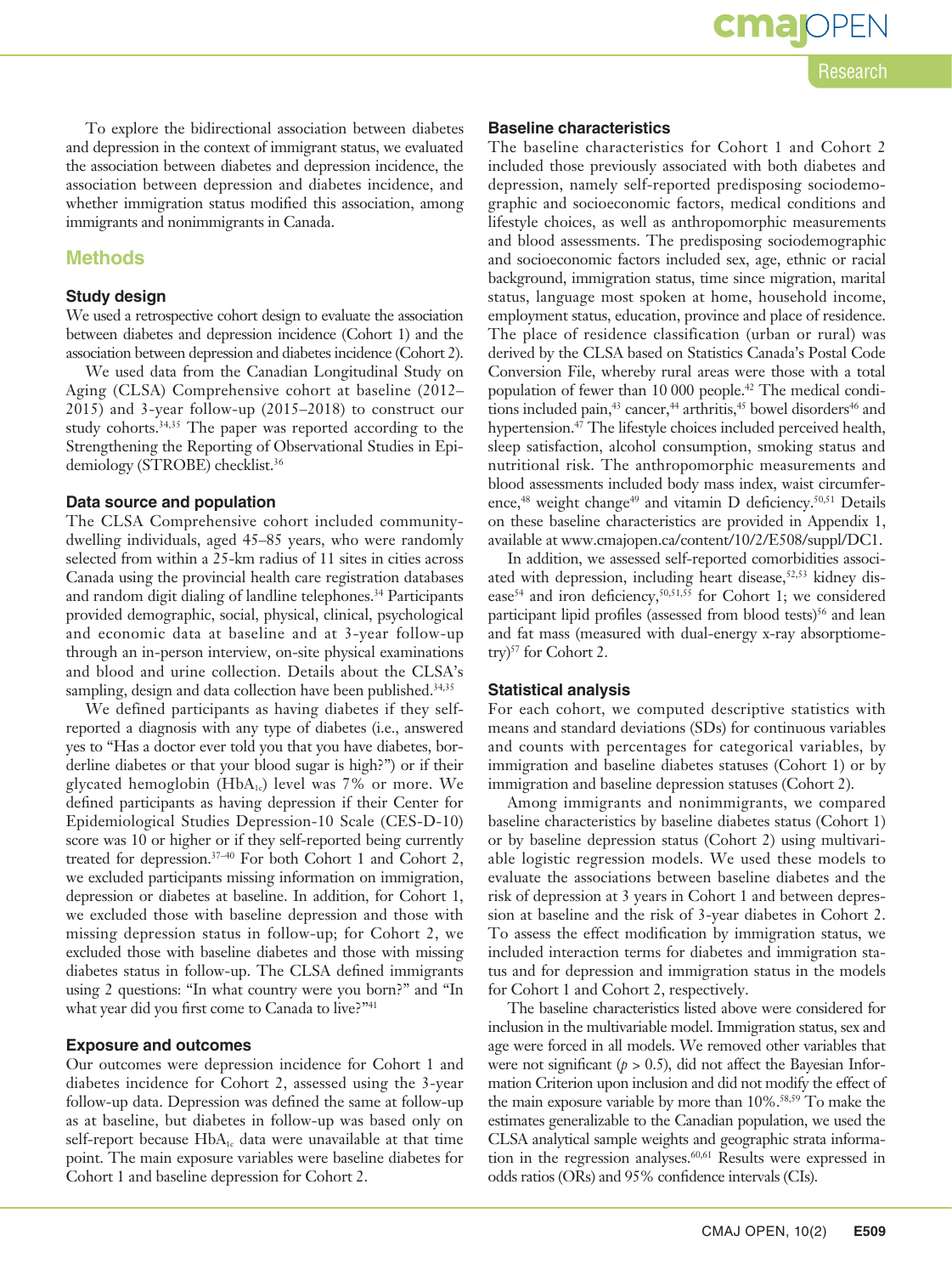To explore the bidirectional association between diabetes and depression in the context of immigrant status, we evaluated the association between diabetes and depression incidence, the association between depression and diabetes incidence, and whether immigration status modified this association, among immigrants and nonimmigrants in Canada.

## Methods

### Study design

We used a retrospective cohort design to evaluate the association between diabetes and depression incidence (Cohort 1) and the association between depression and diabetes incidence (Cohort 2).

We used data from the Canadian Longitudinal Study on Aging (CLSA) Comprehensive cohort at baseline (2012–2015) and 3-year follow-up (2015–2018) to construct our study cohorts.[34,35] The paper was reported according to the Strengthening the Reporting of Observational Studies in Epidemiology (STROBE) checklist.[36]

### Data source and population

The CLSA Comprehensive cohort included community-dwelling individuals, aged 45–85 years, who were randomly selected from within a 25-km radius of 11 sites in cities across Canada using the provincial health care registration databases and random digit dialing of landline telephones.[34] Participants provided demographic, social, physical, clinical, psychological and economic data at baseline and at 3-year follow-up through an in-person interview, on-site physical examinations and blood and urine collection. Details about the CLSA's sampling, design and data collection have been published.[34,35]

We defined participants as having diabetes if they self-reported a diagnosis with any type of diabetes (i.e., answered yes to "Has a doctor ever told you that you have diabetes, borderline diabetes or that your blood sugar is high?") or if their glycated hemoglobin ($HbA_{1c}$) level was 7% or more. We defined participants as having depression if their Center for Epidemiological Studies Depression-10 Scale (CES-D-10) score was 10 or higher or if they self-reported being currently treated for depression.[37–40] For both Cohort 1 and Cohort 2, we excluded participants missing information on immigration, depression or diabetes at baseline. In addition, for Cohort 1, we excluded those with baseline depression and those with missing depression status in follow-up; for Cohort 2, we excluded those with baseline diabetes and those with missing diabetes status in follow-up. The CLSA defined immigrants using 2 questions: "In what country were you born?" and "In what year did you first come to Canada to live?"[41]

### Exposure and outcomes

Our outcomes were depression incidence for Cohort 1 and diabetes incidence for Cohort 2, assessed using the 3-year follow-up data. Depression was defined the same at follow-up as at baseline, but diabetes in follow-up was based only on self-report because $HbA_{1c}$ data were unavailable at that time point. The main exposure variables were baseline diabetes for Cohort 1 and baseline depression for Cohort 2.

### Baseline characteristics

The baseline characteristics for Cohort 1 and Cohort 2 included those previously associated with both diabetes and depression, namely self-reported predisposing sociodemographic and socioeconomic factors, medical conditions and lifestyle choices, as well as anthropomorphic measurements and blood assessments. The predisposing sociodemographic and socioeconomic factors included sex, age, ethnic or racial background, immigration status, time since migration, marital status, language most spoken at home, household income, employment status, education, province and place of residence. The place of residence classification (urban or rural) was derived by the CLSA based on Statistics Canada's Postal Code Conversion File, whereby rural areas were those with a total population of fewer than 10 000 people.[42] The medical conditions included pain,[43] cancer,[44] arthritis,[45] bowel disorders[46] and hypertension.[47] The lifestyle choices included perceived health, sleep satisfaction, alcohol consumption, smoking status and nutritional risk. The anthropomorphic measurements and blood assessments included body mass index, waist circumference,[48] weight change[49] and vitamin D deficiency.[50,51] Details on these baseline characteristics are provided in Appendix 1, available at www.cmajopen.ca/content/10/2/E508/suppl/DC1.

In addition, we assessed self-reported comorbidities associated with depression, including heart disease,[52,53] kidney disease[54] and iron deficiency,[50,51,55] for Cohort 1; we considered participant lipid profiles (assessed from blood tests)[56] and lean and fat mass (measured with dual-energy x-ray absorptiometry)[57] for Cohort 2.

### Statistical analysis

For each cohort, we computed descriptive statistics with means and standard deviations (SDs) for continuous variables and counts with percentages for categorical variables, by immigration and baseline diabetes statuses (Cohort 1) or by immigration and baseline depression statuses (Cohort 2).

Among immigrants and nonimmigrants, we compared baseline characteristics by baseline diabetes status (Cohort 1) or by baseline depression status (Cohort 2) using multivariable logistic regression models. We used these models to evaluate the associations between baseline diabetes and the risk of depression at 3 years in Cohort 1 and between depression at baseline and the risk of 3-year diabetes in Cohort 2. To assess the effect modification by immigration status, we included interaction terms for diabetes and immigration status and for depression and immigration status in the models for Cohort 1 and Cohort 2, respectively.

The baseline characteristics listed above were considered for inclusion in the multivariable model. Immigration status, sex and age were forced in all models. We removed other variables that were not significant ($p > 0.5$), did not affect the Bayesian Information Criterion upon inclusion and did not modify the effect of the main exposure variable by more than 10%.[58,59] To make the estimates generalizable to the Canadian population, we used the CLSA analytical sample weights and geographic strata information in the regression analyses.[60,61] Results were expressed in odds ratios (ORs) and 95% confidence intervals (CIs).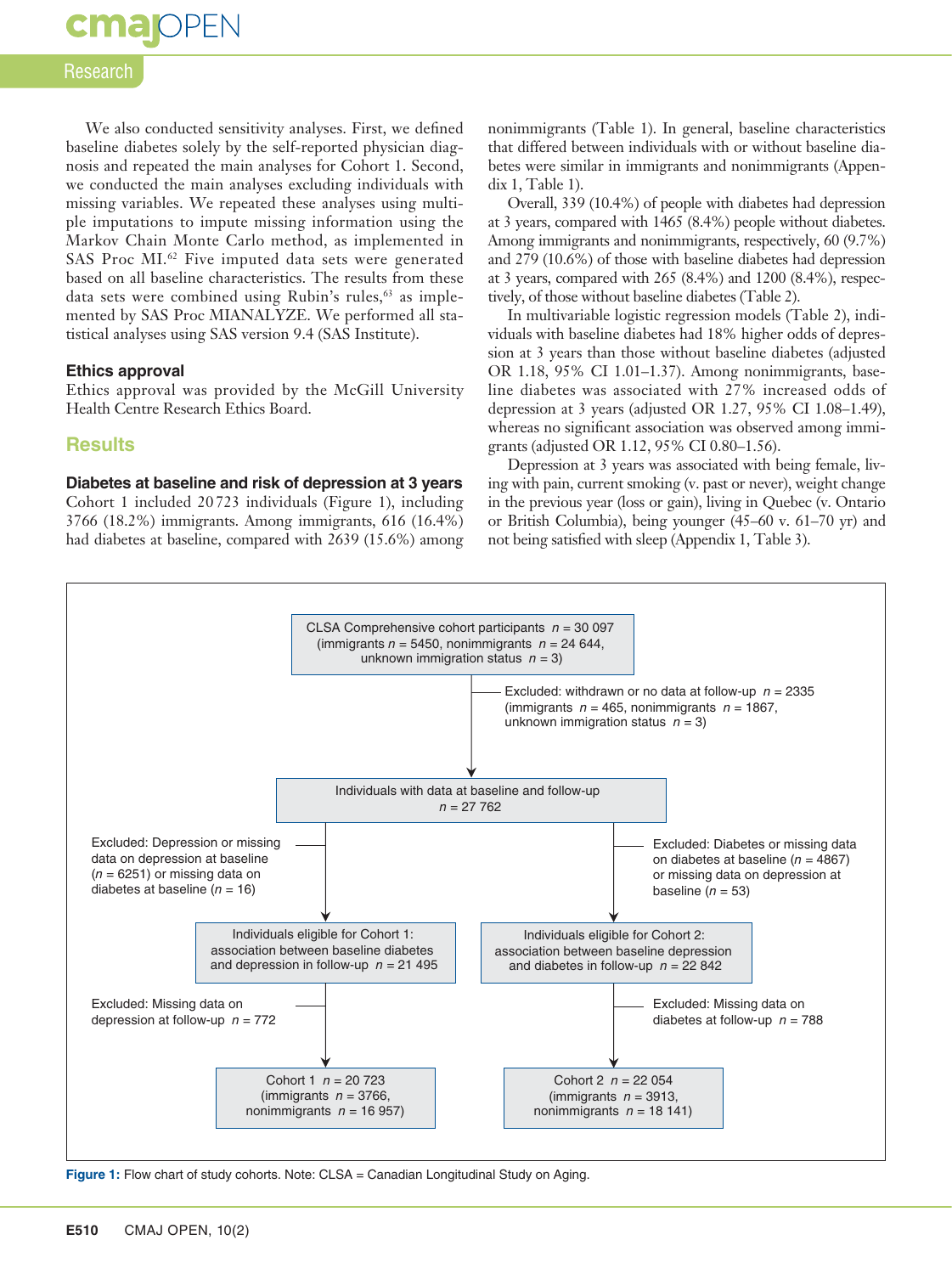We also conducted sensitivity analyses. First, we defined baseline diabetes solely by the self-reported physician diagnosis and repeated the main analyses for Cohort 1. Second, we conducted the main analyses excluding individuals with missing variables. We repeated these analyses using multiple imputations to impute missing information using the Markov Chain Monte Carlo method, as implemented in SAS Proc MI.[62] Five imputed data sets were generated based on all baseline characteristics. The results from these data sets were combined using Rubin's rules,[63] as implemented by SAS Proc MIANALYZE. We performed all statistical analyses using SAS version 9.4 (SAS Institute).

### Ethics approval

Ethics approval was provided by the McGill University Health Centre Research Ethics Board.

## Results

### Diabetes at baseline and risk of depression at 3 years

Cohort 1 included 20 723 individuals (Figure 1), including 3766 (18.2%) immigrants. Among immigrants, 616 (16.4%) had diabetes at baseline, compared with 2639 (15.6%) among nonimmigrants (Table 1). In general, baseline characteristics that differed between individuals with or without baseline diabetes were similar in immigrants and nonimmigrants (Appendix 1, Table 1).

Overall, 339 (10.4%) of people with diabetes had depression at 3 years, compared with 1465 (8.4%) people without diabetes. Among immigrants and nonimmigrants, respectively, 60 (9.7%) and 279 (10.6%) of those with baseline diabetes had depression at 3 years, compared with 265 (8.4%) and 1200 (8.4%), respectively, of those without baseline diabetes (Table 2).

In multivariable logistic regression models (Table 2), individuals with baseline diabetes had 18% higher odds of depression at 3 years than those without baseline diabetes (adjusted OR 1.18, 95% CI 1.01–1.37). Among nonimmigrants, baseline diabetes was associated with 27% increased odds of depression at 3 years (adjusted OR 1.27, 95% CI 1.08–1.49), whereas no significant association was observed among immigrants (adjusted OR 1.12, 95% CI 0.80–1.56).

Depression at 3 years was associated with being female, living with pain, current smoking (v. past or never), weight change in the previous year (loss or gain), living in Quebec (v. Ontario or British Columbia), being younger (45–60 v. 61–70 yr) and not being satisfied with sleep (Appendix 1, Table 3).

CLSA Comprehensive cohort participants $n$ = 30 097 (immigrants $n$ = 5450, nonimmigrants $n$ = 24 644, unknown immigration status $n$ = 3)

Excluded: withdrawn or no data at follow-up $n$ = 2335 (immigrants $n$ = 465, nonimmigrants $n$ = 1867, unknown immigration status $n$ = 3)

Individuals with data at baseline and follow-up $n$ = 27 762

Excluded: Depression or missing data on depression at baseline ($n$ = 6251) or missing data on diabetes at baseline ($n$ = 16)

Excluded: Diabetes or missing data on diabetes at baseline ($n$ = 4867) or missing data on depression at baseline ($n$ = 53)

Individuals eligible for Cohort 1: association between baseline diabetes and depression in follow-up $n$ = 21 495

Individuals eligible for Cohort 2: association between baseline depression and diabetes in follow-up $n$ = 22 842

Excluded: Missing data on depression at follow-up $n$ = 772

Excluded: Missing data on diabetes at follow-up $n$ = 788

Cohort 1 $n$ = 20 723 (immigrants $n$ = 3766, nonimmigrants $n$ = 16 957)

Cohort 2 $n$ = 22 054 (immigrants $n$ = 3913, nonimmigrants $n$ = 18 141)

**Figure 1:** Flow chart of study cohorts. Note: CLSA = Canadian Longitudinal Study on Aging.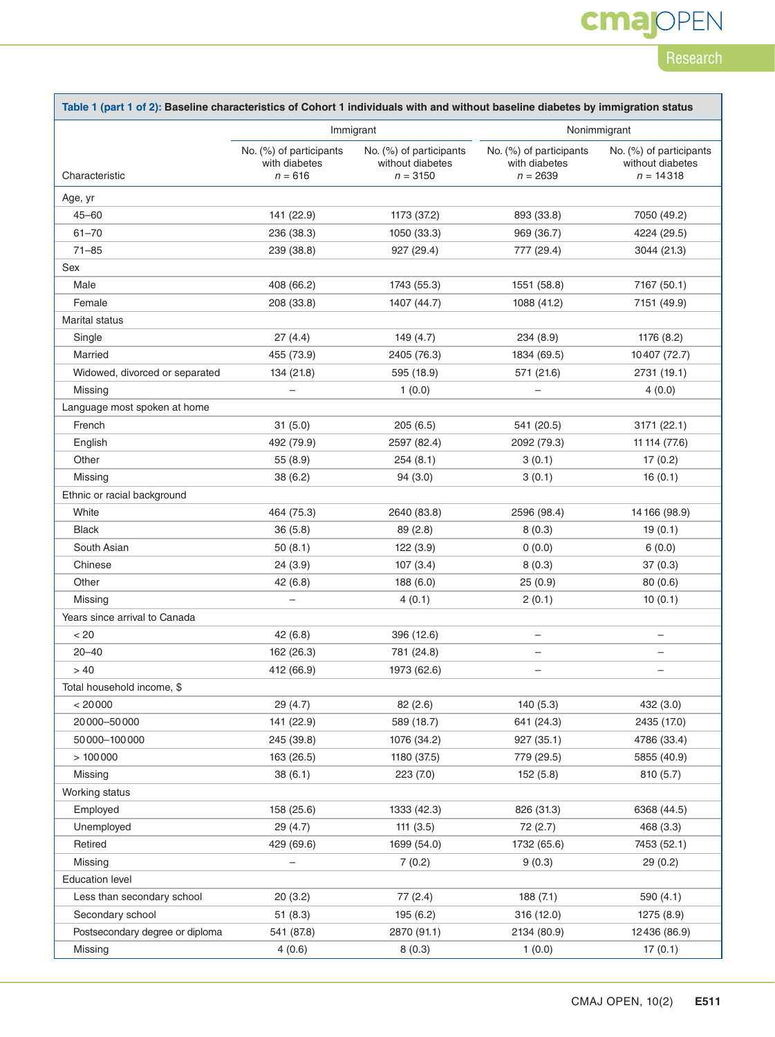**Table 1 (part 1 of 2): Baseline characteristics of Cohort 1 individuals with and without baseline diabetes by immigration status**

| Characteristic | Immigrant | | Nonimmigrant | |
|---|---|---|---|---|
| | No. (%) of participants with diabetes *n* = 616 | No. (%) of participants without diabetes *n* = 3150 | No. (%) of participants with diabetes *n* = 2639 | No. (%) of participants without diabetes *n* = 14 318 |
| Age, yr | | | | |
| 45–60 | 141 (22.9) | 1173 (37.2) | 893 (33.8) | 7050 (49.2) |
| 61–70 | 236 (38.3) | 1050 (33.3) | 969 (36.7) | 4224 (29.5) |
| 71–85 | 239 (38.8) | 927 (29.4) | 777 (29.4) | 3044 (21.3) |
| Sex | | | | |
| Male | 408 (66.2) | 1743 (55.3) | 1551 (58.8) | 7167 (50.1) |
| Female | 208 (33.8) | 1407 (44.7) | 1088 (41.2) | 7151 (49.9) |
| Marital status | | | | |
| Single | 27 (4.4) | 149 (4.7) | 234 (8.9) | 1176 (8.2) |
| Married | 455 (73.9) | 2405 (76.3) | 1834 (69.5) | 10 407 (72.7) |
| Widowed, divorced or separated | 134 (21.8) | 595 (18.9) | 571 (21.6) | 2731 (19.1) |
| Missing | – | 1 (0.0) | – | 4 (0.0) |
| Language most spoken at home | | | | |
| French | 31 (5.0) | 205 (6.5) | 541 (20.5) | 3171 (22.1) |
| English | 492 (79.9) | 2597 (82.4) | 2092 (79.3) | 11 114 (77.6) |
| Other | 55 (8.9) | 254 (8.1) | 3 (0.1) | 17 (0.2) |
| Missing | 38 (6.2) | 94 (3.0) | 3 (0.1) | 16 (0.1) |
| Ethnic or racial background | | | | |
| White | 464 (75.3) | 2640 (83.8) | 2596 (98.4) | 14 166 (98.9) |
| Black | 36 (5.8) | 89 (2.8) | 8 (0.3) | 19 (0.1) |
| South Asian | 50 (8.1) | 122 (3.9) | 0 (0.0) | 6 (0.0) |
| Chinese | 24 (3.9) | 107 (3.4) | 8 (0.3) | 37 (0.3) |
| Other | 42 (6.8) | 188 (6.0) | 25 (0.9) | 80 (0.6) |
| Missing | – | 4 (0.1) | 2 (0.1) | 10 (0.1) |
| Years since arrival to Canada | | | | |
| < 20 | 42 (6.8) | 396 (12.6) | – | – |
| 20–40 | 162 (26.3) | 781 (24.8) | – | – |
| > 40 | 412 (66.9) | 1973 (62.6) | – | – |
| Total household income, $ | | | | |
| < 20 000 | 29 (4.7) | 82 (2.6) | 140 (5.3) | 432 (3.0) |
| 20 000–50 000 | 141 (22.9) | 589 (18.7) | 641 (24.3) | 2435 (17.0) |
| 50 000–100 000 | 245 (39.8) | 1076 (34.2) | 927 (35.1) | 4786 (33.4) |
| > 100 000 | 163 (26.5) | 1180 (37.5) | 779 (29.5) | 5855 (40.9) |
| Missing | 38 (6.1) | 223 (7.0) | 152 (5.8) | 810 (5.7) |
| Working status | | | | |
| Employed | 158 (25.6) | 1333 (42.3) | 826 (31.3) | 6368 (44.5) |
| Unemployed | 29 (4.7) | 111 (3.5) | 72 (2.7) | 468 (3.3) |
| Retired | 429 (69.6) | 1699 (54.0) | 1732 (65.6) | 7453 (52.1) |
| Missing | – | 7 (0.2) | 9 (0.3) | 29 (0.2) |
| Education level | | | | |
| Less than secondary school | 20 (3.2) | 77 (2.4) | 188 (7.1) | 590 (4.1) |
| Secondary school | 51 (8.3) | 195 (6.2) | 316 (12.0) | 1275 (8.9) |
| Postsecondary degree or diploma | 541 (87.8) | 2870 (91.1) | 2134 (80.9) | 12 436 (86.9) |
| Missing | 4 (0.6) | 8 (0.3) | 1 (0.0) | 17 (0.1) |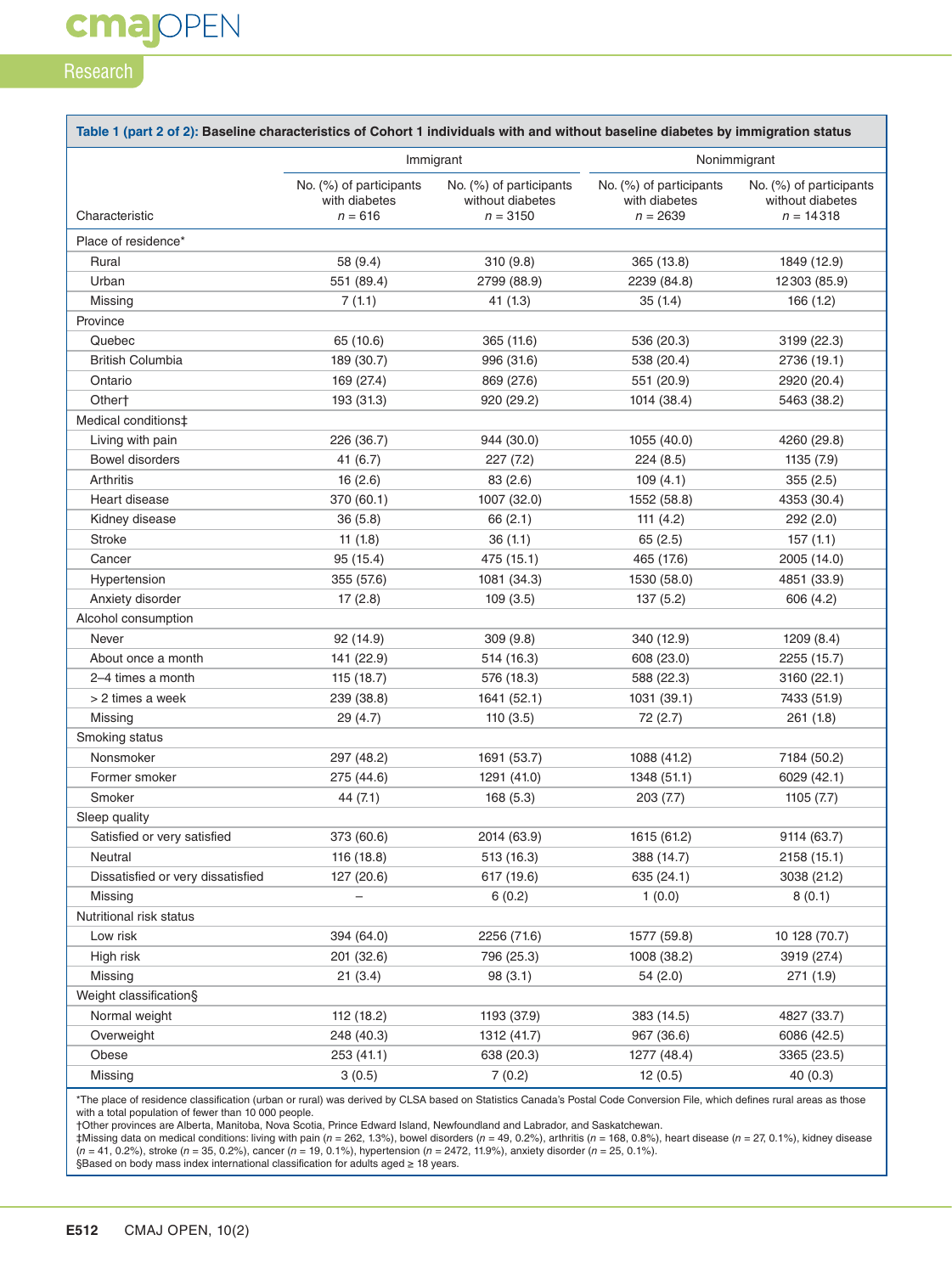**Table 1 (part 2 of 2): Baseline characteristics of Cohort 1 individuals with and without baseline diabetes by immigration status**

| Characteristic | Immigrant | | Nonimmigrant | |
|---|---|---|---|---|
| | No. (%) of participants with diabetes $n$ = 616 | No. (%) of participants without diabetes $n$ = 3150 | No. (%) of participants with diabetes $n$ = 2639 | No. (%) of participants without diabetes $n$ = 14318 |
| Place of residence* | | | | |
| Rural | 58 (9.4) | 310 (9.8) | 365 (13.8) | 1849 (12.9) |
| Urban | 551 (89.4) | 2799 (88.9) | 2239 (84.8) | 12303 (85.9) |
| Missing | 7 (1.1) | 41 (1.3) | 35 (1.4) | 166 (1.2) |
| Province | | | | |
| Quebec | 65 (10.6) | 365 (11.6) | 536 (20.3) | 3199 (22.3) |
| British Columbia | 189 (30.7) | 996 (31.6) | 538 (20.4) | 2736 (19.1) |
| Ontario | 169 (27.4) | 869 (27.6) | 551 (20.9) | 2920 (20.4) |
| Other† | 193 (31.3) | 920 (29.2) | 1014 (38.4) | 5463 (38.2) |
| Medical conditions‡ | | | | |
| Living with pain | 226 (36.7) | 944 (30.0) | 1055 (40.0) | 4260 (29.8) |
| Bowel disorders | 41 (6.7) | 227 (7.2) | 224 (8.5) | 1135 (7.9) |
| Arthritis | 16 (2.6) | 83 (2.6) | 109 (4.1) | 355 (2.5) |
| Heart disease | 370 (60.1) | 1007 (32.0) | 1552 (58.8) | 4353 (30.4) |
| Kidney disease | 36 (5.8) | 66 (2.1) | 111 (4.2) | 292 (2.0) |
| Stroke | 11 (1.8) | 36 (1.1) | 65 (2.5) | 157 (1.1) |
| Cancer | 95 (15.4) | 475 (15.1) | 465 (17.6) | 2005 (14.0) |
| Hypertension | 355 (57.6) | 1081 (34.3) | 1530 (58.0) | 4851 (33.9) |
| Anxiety disorder | 17 (2.8) | 109 (3.5) | 137 (5.2) | 606 (4.2) |
| Alcohol consumption | | | | |
| Never | 92 (14.9) | 309 (9.8) | 340 (12.9) | 1209 (8.4) |
| About once a month | 141 (22.9) | 514 (16.3) | 608 (23.0) | 2255 (15.7) |
| 2–4 times a month | 115 (18.7) | 576 (18.3) | 588 (22.3) | 3160 (22.1) |
| > 2 times a week | 239 (38.8) | 1641 (52.1) | 1031 (39.1) | 7433 (51.9) |
| Missing | 29 (4.7) | 110 (3.5) | 72 (2.7) | 261 (1.8) |
| Smoking status | | | | |
| Nonsmoker | 297 (48.2) | 1691 (53.7) | 1088 (41.2) | 7184 (50.2) |
| Former smoker | 275 (44.6) | 1291 (41.0) | 1348 (51.1) | 6029 (42.1) |
| Smoker | 44 (7.1) | 168 (5.3) | 203 (7.7) | 1105 (7.7) |
| Sleep quality | | | | |
| Satisfied or very satisfied | 373 (60.6) | 2014 (63.9) | 1615 (61.2) | 9114 (63.7) |
| Neutral | 116 (18.8) | 513 (16.3) | 388 (14.7) | 2158 (15.1) |
| Dissatisfied or very dissatisfied | 127 (20.6) | 617 (19.6) | 635 (24.1) | 3038 (21.2) |
| Missing | – | 6 (0.2) | 1 (0.0) | 8 (0.1) |
| Nutritional risk status | | | | |
| Low risk | 394 (64.0) | 2256 (71.6) | 1577 (59.8) | 10 128 (70.7) |
| High risk | 201 (32.6) | 796 (25.3) | 1008 (38.2) | 3919 (27.4) |
| Missing | 21 (3.4) | 98 (3.1) | 54 (2.0) | 271 (1.9) |
| Weight classification§ | | | | |
| Normal weight | 112 (18.2) | 1193 (37.9) | 383 (14.5) | 4827 (33.7) |
| Overweight | 248 (40.3) | 1312 (41.7) | 967 (36.6) | 6086 (42.5) |
| Obese | 253 (41.1) | 638 (20.3) | 1277 (48.4) | 3365 (23.5) |
| Missing | 3 (0.5) | 7 (0.2) | 12 (0.5) | 40 (0.3) |

*The place of residence classification (urban or rural) was derived by CLSA based on Statistics Canada's Postal Code Conversion File, which defines rural areas as those with a total population of fewer than 10 000 people.
†Other provinces are Alberta, Manitoba, Nova Scotia, Prince Edward Island, Newfoundland and Labrador, and Saskatchewan.
‡Missing data on medical conditions: living with pain ($n$ = 262, 1.3%), bowel disorders ($n$ = 49, 0.2%), arthritis ($n$ = 168, 0.8%), heart disease ($n$ = 27, 0.1%), kidney disease ($n$ = 41, 0.2%), stroke ($n$ = 35, 0.2%), cancer ($n$ = 19, 0.1%), hypertension ($n$ = 2472, 11.9%), anxiety disorder ($n$ = 25, 0.1%).
§Based on body mass index international classification for adults aged ≥ 18 years.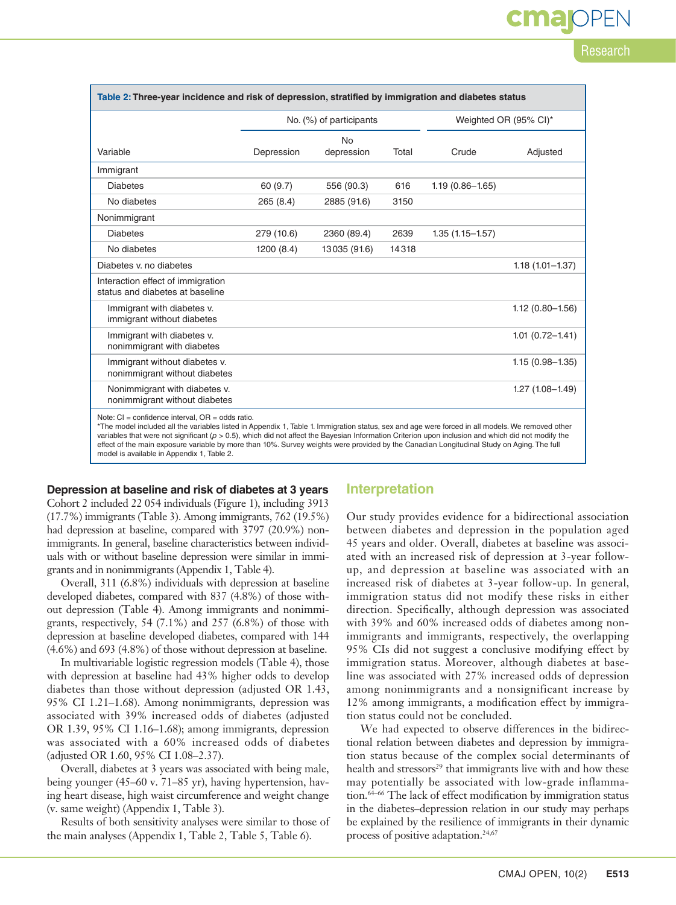**Table 2: Three-year incidence and risk of depression, stratified by immigration and diabetes status**

| Variable | No. (%) of participants | | | Weighted OR (95% CI)* | |
|---|---|---|---|---|---|
| | Depression | No depression | Total | Crude | Adjusted |
| Immigrant | | | | | |
| Diabetes | 60 (9.7) | 556 (90.3) | 616 | 1.19 (0.86–1.65) | |
| No diabetes | 265 (8.4) | 2885 (91.6) | 3150 | | |
| Nonimmigrant | | | | | |
| Diabetes | 279 (10.6) | 2360 (89.4) | 2639 | 1.35 (1.15–1.57) | |
| No diabetes | 1200 (8.4) | 13 035 (91.6) | 14 318 | | |
| Diabetes v. no diabetes | | | | | 1.18 (1.01–1.37) |
| Interaction effect of immigration status and diabetes at baseline | | | | | |
| Immigrant with diabetes v. immigrant without diabetes | | | | | 1.12 (0.80–1.56) |
| Immigrant with diabetes v. nonimmigrant with diabetes | | | | | 1.01 (0.72–1.41) |
| Immigrant without diabetes v. nonimmigrant without diabetes | | | | | 1.15 (0.98–1.35) |
| Nonimmigrant with diabetes v. nonimmigrant without diabetes | | | | | 1.27 (1.08–1.49) |

Note: CI = confidence interval, OR = odds ratio.
*The model included all the variables listed in Appendix 1, Table 1. Immigration status, sex and age were forced in all models. We removed other variables that were not significant ($p > 0.5$), which did not affect the Bayesian Information Criterion upon inclusion and which did not modify the effect of the main exposure variable by more than 10%. Survey weights were provided by the Canadian Longitudinal Study on Aging. The full model is available in Appendix 1, Table 2.

### Depression at baseline and risk of diabetes at 3 years

Cohort 2 included 22 054 individuals (Figure 1), including 3913 (17.7%) immigrants (Table 3). Among immigrants, 762 (19.5%) had depression at baseline, compared with 3797 (20.9%) nonimmigrants. In general, baseline characteristics between individuals with or without baseline depression were similar in immigrants and in nonimmigrants (Appendix 1, Table 4).

Overall, 311 (6.8%) individuals with depression at baseline developed diabetes, compared with 837 (4.8%) of those without depression (Table 4). Among immigrants and nonimmigrants, respectively, 54 (7.1%) and 257 (6.8%) of those with depression at baseline developed diabetes, compared with 144 (4.6%) and 693 (4.8%) of those without depression at baseline.

In multivariable logistic regression models (Table 4), those with depression at baseline had 43% higher odds to develop diabetes than those without depression (adjusted OR 1.43, 95% CI 1.21–1.68). Among nonimmigrants, depression was associated with 39% increased odds of diabetes (adjusted OR 1.39, 95% CI 1.16–1.68); among immigrants, depression was associated with a 60% increased odds of diabetes (adjusted OR 1.60, 95% CI 1.08–2.37).

Overall, diabetes at 3 years was associated with being male, being younger (45–60 v. 71–85 yr), having hypertension, having heart disease, high waist circumference and weight change (v. same weight) (Appendix 1, Table 3).

Results of both sensitivity analyses were similar to those of the main analyses (Appendix 1, Table 2, Table 5, Table 6).

## Interpretation

Our study provides evidence for a bidirectional association between diabetes and depression in the population aged 45 years and older. Overall, diabetes at baseline was associated with an increased risk of depression at 3-year follow-up, and depression at baseline was associated with an increased risk of diabetes at 3-year follow-up. In general, immigration status did not modify these risks in either direction. Specifically, although depression was associated with 39% and 60% increased odds of diabetes among nonimmigrants and immigrants, respectively, the overlapping 95% CIs did not suggest a conclusive modifying effect by immigration status. Moreover, although diabetes at baseline was associated with 27% increased odds of depression among nonimmigrants and a nonsignificant increase by 12% among immigrants, a modification effect by immigration status could not be concluded.

We had expected to observe differences in the bidirectional relation between diabetes and depression by immigration status because of the complex social determinants of health and stressors[29] that immigrants live with and how these may potentially be associated with low-grade inflammation.[64–66] The lack of effect modification by immigration status in the diabetes–depression relation in our study may perhaps be explained by the resilience of immigrants in their dynamic process of positive adaptation.[24,67]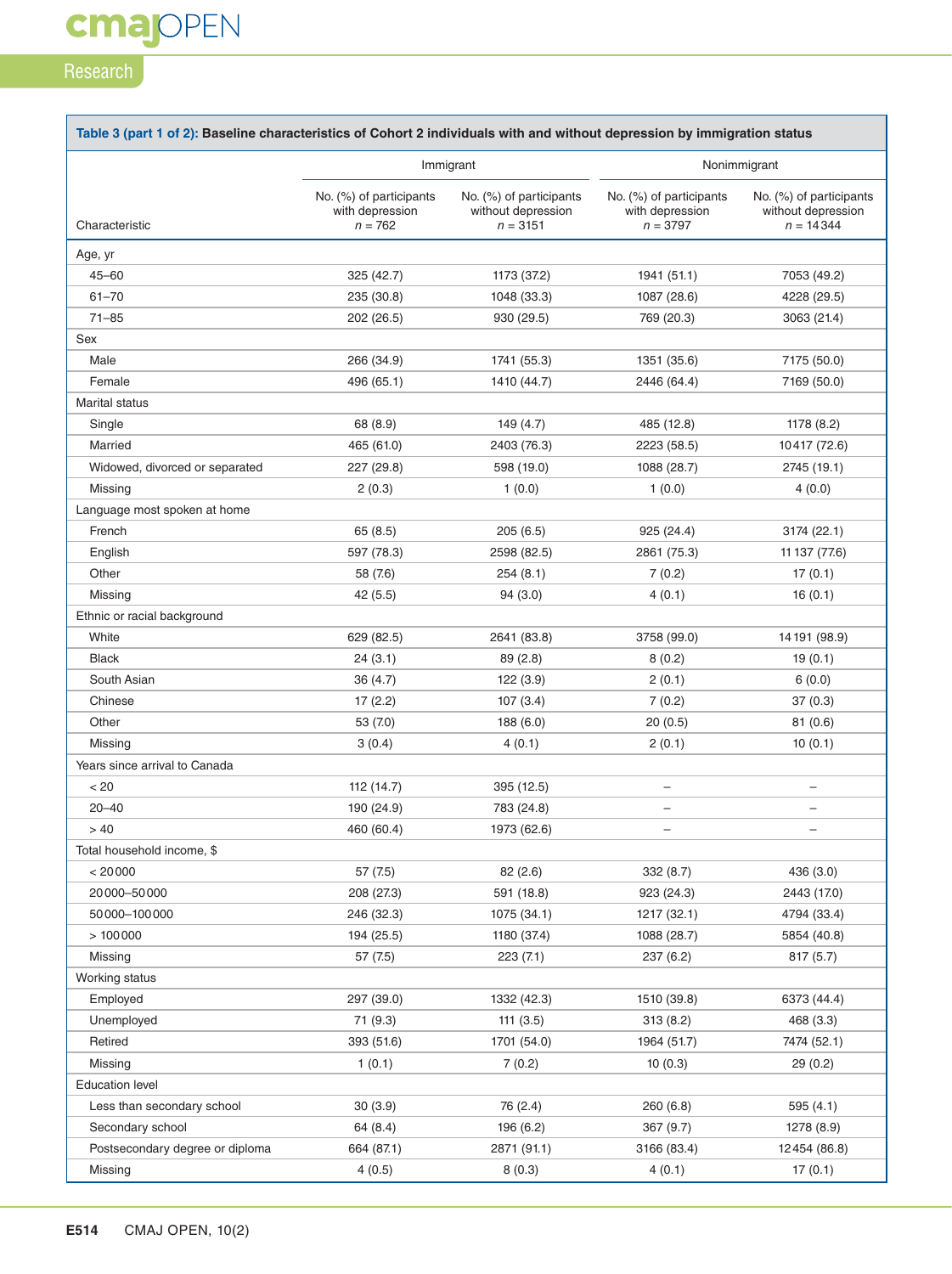**Table 3 (part 1 of 2): Baseline characteristics of Cohort 2 individuals with and without depression by immigration status**

| Characteristic | Immigrant | | Nonimmigrant | |
|---|---|---|---|---|
| | No. (%) of participants with depression *n* = 762 | No. (%) of participants without depression *n* = 3151 | No. (%) of participants with depression *n* = 3797 | No. (%) of participants without depression *n* = 14 344 |
| Age, yr | | | | |
| 45–60 | 325 (42.7) | 1173 (37.2) | 1941 (51.1) | 7053 (49.2) |
| 61–70 | 235 (30.8) | 1048 (33.3) | 1087 (28.6) | 4228 (29.5) |
| 71–85 | 202 (26.5) | 930 (29.5) | 769 (20.3) | 3063 (21.4) |
| Sex | | | | |
| Male | 266 (34.9) | 1741 (55.3) | 1351 (35.6) | 7175 (50.0) |
| Female | 496 (65.1) | 1410 (44.7) | 2446 (64.4) | 7169 (50.0) |
| Marital status | | | | |
| Single | 68 (8.9) | 149 (4.7) | 485 (12.8) | 1178 (8.2) |
| Married | 465 (61.0) | 2403 (76.3) | 2223 (58.5) | 10 417 (72.6) |
| Widowed, divorced or separated | 227 (29.8) | 598 (19.0) | 1088 (28.7) | 2745 (19.1) |
| Missing | 2 (0.3) | 1 (0.0) | 1 (0.0) | 4 (0.0) |
| Language most spoken at home | | | | |
| French | 65 (8.5) | 205 (6.5) | 925 (24.4) | 3174 (22.1) |
| English | 597 (78.3) | 2598 (82.5) | 2861 (75.3) | 11 137 (77.6) |
| Other | 58 (7.6) | 254 (8.1) | 7 (0.2) | 17 (0.1) |
| Missing | 42 (5.5) | 94 (3.0) | 4 (0.1) | 16 (0.1) |
| Ethnic or racial background | | | | |
| White | 629 (82.5) | 2641 (83.8) | 3758 (99.0) | 14 191 (98.9) |
| Black | 24 (3.1) | 89 (2.8) | 8 (0.2) | 19 (0.1) |
| South Asian | 36 (4.7) | 122 (3.9) | 2 (0.1) | 6 (0.0) |
| Chinese | 17 (2.2) | 107 (3.4) | 7 (0.2) | 37 (0.3) |
| Other | 53 (7.0) | 188 (6.0) | 20 (0.5) | 81 (0.6) |
| Missing | 3 (0.4) | 4 (0.1) | 2 (0.1) | 10 (0.1) |
| Years since arrival to Canada | | | | |
| < 20 | 112 (14.7) | 395 (12.5) | – | – |
| 20–40 | 190 (24.9) | 783 (24.8) | – | – |
| > 40 | 460 (60.4) | 1973 (62.6) | – | – |
| Total household income, $ | | | | |
| < 20 000 | 57 (7.5) | 82 (2.6) | 332 (8.7) | 436 (3.0) |
| 20 000–50 000 | 208 (27.3) | 591 (18.8) | 923 (24.3) | 2443 (17.0) |
| 50 000–100 000 | 246 (32.3) | 1075 (34.1) | 1217 (32.1) | 4794 (33.4) |
| > 100 000 | 194 (25.5) | 1180 (37.4) | 1088 (28.7) | 5854 (40.8) |
| Missing | 57 (7.5) | 223 (7.1) | 237 (6.2) | 817 (5.7) |
| Working status | | | | |
| Employed | 297 (39.0) | 1332 (42.3) | 1510 (39.8) | 6373 (44.4) |
| Unemployed | 71 (9.3) | 111 (3.5) | 313 (8.2) | 468 (3.3) |
| Retired | 393 (51.6) | 1701 (54.0) | 1964 (51.7) | 7474 (52.1) |
| Missing | 1 (0.1) | 7 (0.2) | 10 (0.3) | 29 (0.2) |
| Education level | | | | |
| Less than secondary school | 30 (3.9) | 76 (2.4) | 260 (6.8) | 595 (4.1) |
| Secondary school | 64 (8.4) | 196 (6.2) | 367 (9.7) | 1278 (8.9) |
| Postsecondary degree or diploma | 664 (87.1) | 2871 (91.1) | 3166 (83.4) | 12 454 (86.8) |
| Missing | 4 (0.5) | 8 (0.3) | 4 (0.1) | 17 (0.1) |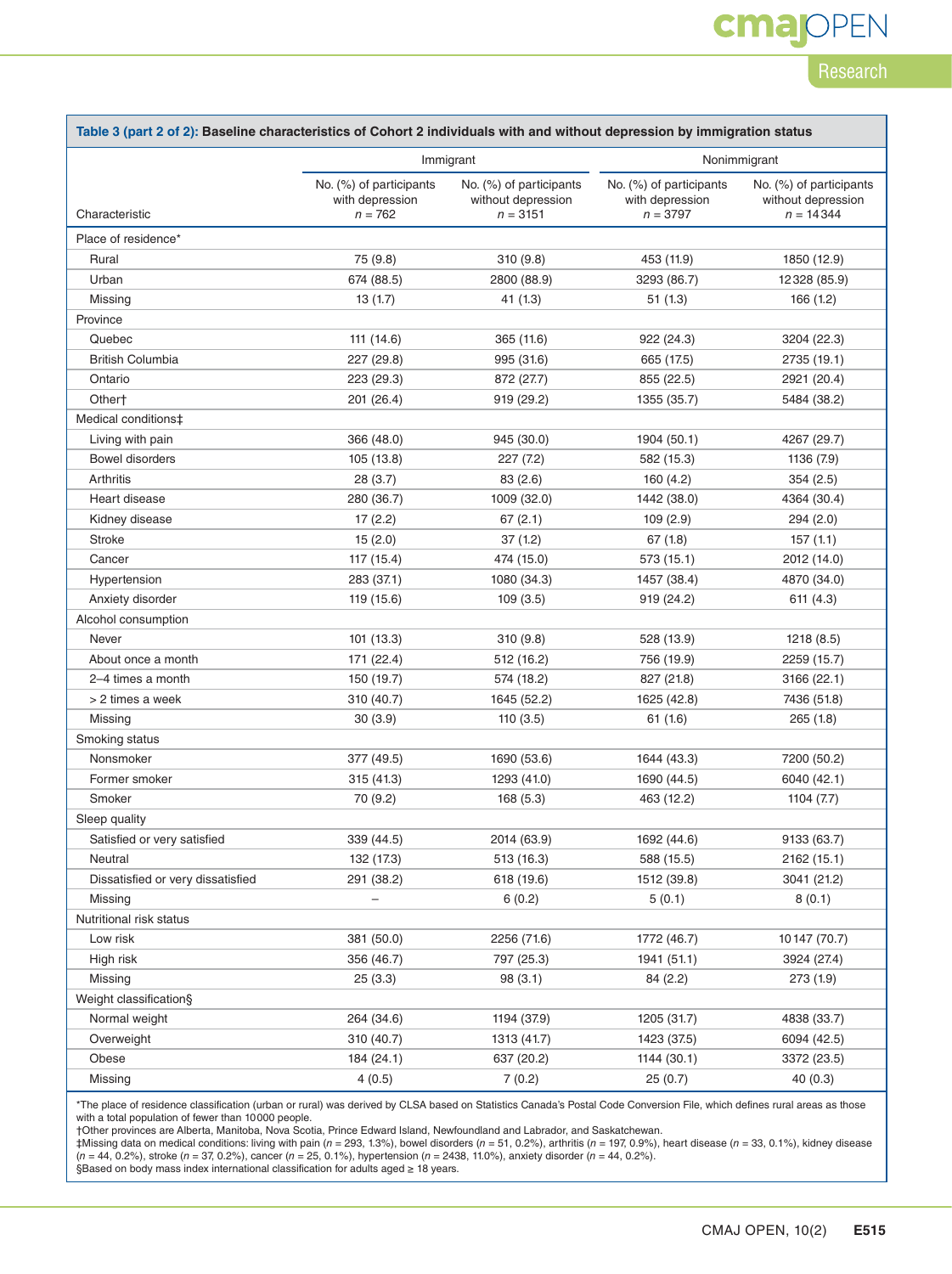**Table 3 (part 2 of 2): Baseline characteristics of Cohort 2 individuals with and without depression by immigration status**

| Characteristic | Immigrant | | Nonimmigrant | |
|---|---|---|---|---|
| | No. (%) of participants with depression *n* = 762 | No. (%) of participants without depression *n* = 3151 | No. (%) of participants with depression *n* = 3797 | No. (%) of participants without depression *n* = 14 344 |
| Place of residence* | | | | |
| Rural | 75 (9.8) | 310 (9.8) | 453 (11.9) | 1850 (12.9) |
| Urban | 674 (88.5) | 2800 (88.9) | 3293 (86.7) | 12 328 (85.9) |
| Missing | 13 (1.7) | 41 (1.3) | 51 (1.3) | 166 (1.2) |
| Province | | | | |
| Quebec | 111 (14.6) | 365 (11.6) | 922 (24.3) | 3204 (22.3) |
| British Columbia | 227 (29.8) | 995 (31.6) | 665 (17.5) | 2735 (19.1) |
| Ontario | 223 (29.3) | 872 (27.7) | 855 (22.5) | 2921 (20.4) |
| Other† | 201 (26.4) | 919 (29.2) | 1355 (35.7) | 5484 (38.2) |
| Medical conditions‡ | | | | |
| Living with pain | 366 (48.0) | 945 (30.0) | 1904 (50.1) | 4267 (29.7) |
| Bowel disorders | 105 (13.8) | 227 (7.2) | 582 (15.3) | 1136 (7.9) |
| Arthritis | 28 (3.7) | 83 (2.6) | 160 (4.2) | 354 (2.5) |
| Heart disease | 280 (36.7) | 1009 (32.0) | 1442 (38.0) | 4364 (30.4) |
| Kidney disease | 17 (2.2) | 67 (2.1) | 109 (2.9) | 294 (2.0) |
| Stroke | 15 (2.0) | 37 (1.2) | 67 (1.8) | 157 (1.1) |
| Cancer | 117 (15.4) | 474 (15.0) | 573 (15.1) | 2012 (14.0) |
| Hypertension | 283 (37.1) | 1080 (34.3) | 1457 (38.4) | 4870 (34.0) |
| Anxiety disorder | 119 (15.6) | 109 (3.5) | 919 (24.2) | 611 (4.3) |
| Alcohol consumption | | | | |
| Never | 101 (13.3) | 310 (9.8) | 528 (13.9) | 1218 (8.5) |
| About once a month | 171 (22.4) | 512 (16.2) | 756 (19.9) | 2259 (15.7) |
| 2–4 times a month | 150 (19.7) | 574 (18.2) | 827 (21.8) | 3166 (22.1) |
| > 2 times a week | 310 (40.7) | 1645 (52.2) | 1625 (42.8) | 7436 (51.8) |
| Missing | 30 (3.9) | 110 (3.5) | 61 (1.6) | 265 (1.8) |
| Smoking status | | | | |
| Nonsmoker | 377 (49.5) | 1690 (53.6) | 1644 (43.3) | 7200 (50.2) |
| Former smoker | 315 (41.3) | 1293 (41.0) | 1690 (44.5) | 6040 (42.1) |
| Smoker | 70 (9.2) | 168 (5.3) | 463 (12.2) | 1104 (7.7) |
| Sleep quality | | | | |
| Satisfied or very satisfied | 339 (44.5) | 2014 (63.9) | 1692 (44.6) | 9133 (63.7) |
| Neutral | 132 (17.3) | 513 (16.3) | 588 (15.5) | 2162 (15.1) |
| Dissatisfied or very dissatisfied | 291 (38.2) | 618 (19.6) | 1512 (39.8) | 3041 (21.2) |
| Missing | – | 6 (0.2) | 5 (0.1) | 8 (0.1) |
| Nutritional risk status | | | | |
| Low risk | 381 (50.0) | 2256 (71.6) | 1772 (46.7) | 10 147 (70.7) |
| High risk | 356 (46.7) | 797 (25.3) | 1941 (51.1) | 3924 (27.4) |
| Missing | 25 (3.3) | 98 (3.1) | 84 (2.2) | 273 (1.9) |
| Weight classification§ | | | | |
| Normal weight | 264 (34.6) | 1194 (37.9) | 1205 (31.7) | 4838 (33.7) |
| Overweight | 310 (40.7) | 1313 (41.7) | 1423 (37.5) | 6094 (42.5) |
| Obese | 184 (24.1) | 637 (20.2) | 1144 (30.1) | 3372 (23.5) |
| Missing | 4 (0.5) | 7 (0.2) | 25 (0.7) | 40 (0.3) |

*The place of residence classification (urban or rural) was derived by CLSA based on Statistics Canada's Postal Code Conversion File, which defines rural areas as those with a total population of fewer than 10 000 people.
†Other provinces are Alberta, Manitoba, Nova Scotia, Prince Edward Island, Newfoundland and Labrador, and Saskatchewan.
‡Missing data on medical conditions: living with pain (*n* = 293, 1.3%), bowel disorders (*n* = 51, 0.2%), arthritis (*n* = 197, 0.9%), heart disease (*n* = 33, 0.1%), kidney disease (*n* = 44, 0.2%), stroke (*n* = 37, 0.2%), cancer (*n* = 25, 0.1%), hypertension (*n* = 2438, 11.0%), anxiety disorder (*n* = 44, 0.2%).
§Based on body mass index international classification for adults aged ≥ 18 years.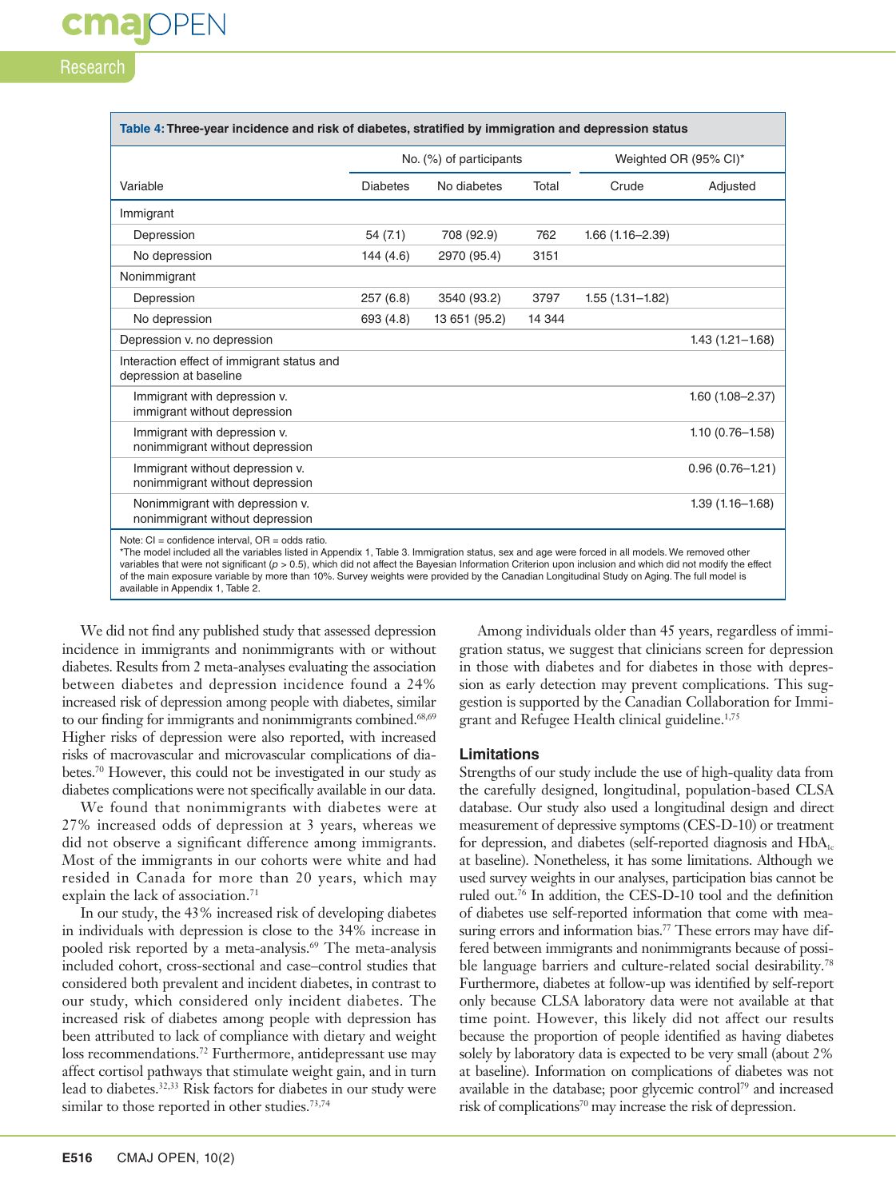**Table 4: Three-year incidence and risk of diabetes, stratified by immigration and depression status**

| | No. (%) of participants | | | Weighted OR (95% CI)* | |
|---|---|---|---|---|---|
| Variable | Diabetes | No diabetes | Total | Crude | Adjusted |
| Immigrant | | | | | |
| Depression | 54 (7.1) | 708 (92.9) | 762 | 1.66 (1.16–2.39) | |
| No depression | 144 (4.6) | 2970 (95.4) | 3151 | | |
| Nonimmigrant | | | | | |
| Depression | 257 (6.8) | 3540 (93.2) | 3797 | 1.55 (1.31–1.82) | |
| No depression | 693 (4.8) | 13 651 (95.2) | 14 344 | | |
| Depression v. no depression | | | | | 1.43 (1.21–1.68) |
| Interaction effect of immigrant status and depression at baseline | | | | | |
| Immigrant with depression v. immigrant without depression | | | | | 1.60 (1.08–2.37) |
| Immigrant with depression v. nonimmigrant without depression | | | | | 1.10 (0.76–1.58) |
| Immigrant without depression v. nonimmigrant without depression | | | | | 0.96 (0.76–1.21) |
| Nonimmigrant with depression v. nonimmigrant without depression | | | | | 1.39 (1.16–1.68) |

Note: CI = confidence interval, OR = odds ratio.
*The model included all the variables listed in Appendix 1, Table 3. Immigration status, sex and age were forced in all models. We removed other variables that were not significant ($p > 0.5$), which did not affect the Bayesian Information Criterion upon inclusion and which did not modify the effect of the main exposure variable by more than 10%. Survey weights were provided by the Canadian Longitudinal Study on Aging. The full model is available in Appendix 1, Table 2.

We did not find any published study that assessed depression incidence in immigrants and nonimmigrants with or without diabetes. Results from 2 meta-analyses evaluating the association between diabetes and depression incidence found a 24% increased risk of depression among people with diabetes, similar to our finding for immigrants and nonimmigrants combined.[68,69] Higher risks of depression were also reported, with increased risks of macrovascular and microvascular complications of diabetes.[70] However, this could not be investigated in our study as diabetes complications were not specifically available in our data.

We found that nonimmigrants with diabetes were at 27% increased odds of depression at 3 years, whereas we did not observe a significant difference among immigrants. Most of the immigrants in our cohorts were white and had resided in Canada for more than 20 years, which may explain the lack of association.[71]

In our study, the 43% increased risk of developing diabetes in individuals with depression is close to the 34% increase in pooled risk reported by a meta-analysis.[69] The meta-analysis included cohort, cross-sectional and case–control studies that considered both prevalent and incident diabetes, in contrast to our study, which considered only incident diabetes. The increased risk of diabetes among people with depression has been attributed to lack of compliance with dietary and weight loss recommendations.[72] Furthermore, antidepressant use may affect cortisol pathways that stimulate weight gain, and in turn lead to diabetes.[32,33] Risk factors for diabetes in our study were similar to those reported in other studies.[73,74]

Among individuals older than 45 years, regardless of immigration status, we suggest that clinicians screen for depression in those with diabetes and for diabetes in those with depression as early detection may prevent complications. This suggestion is supported by the Canadian Collaboration for Immigrant and Refugee Health clinical guideline.[1,75]

### Limitations

Strengths of our study include the use of high-quality data from the carefully designed, longitudinal, population-based CLSA database. Our study also used a longitudinal design and direct measurement of depressive symptoms (CES-D-10) or treatment for depression, and diabetes (self-reported diagnosis and $HbA_{1c}$ at baseline). Nonetheless, it has some limitations. Although we used survey weights in our analyses, participation bias cannot be ruled out.[76] In addition, the CES-D-10 tool and the definition of diabetes use self-reported information that come with measuring errors and information bias.[77] These errors may have differed between immigrants and nonimmigrants because of possible language barriers and culture-related social desirability.[78] Furthermore, diabetes at follow-up was identified by self-report only because CLSA laboratory data were not available at that time point. However, this likely did not affect our results because the proportion of people identified as having diabetes solely by laboratory data is expected to be very small (about 2% at baseline). Information on complications of diabetes was not available in the database; poor glycemic control[79] and increased risk of complications[70] may increase the risk of depression.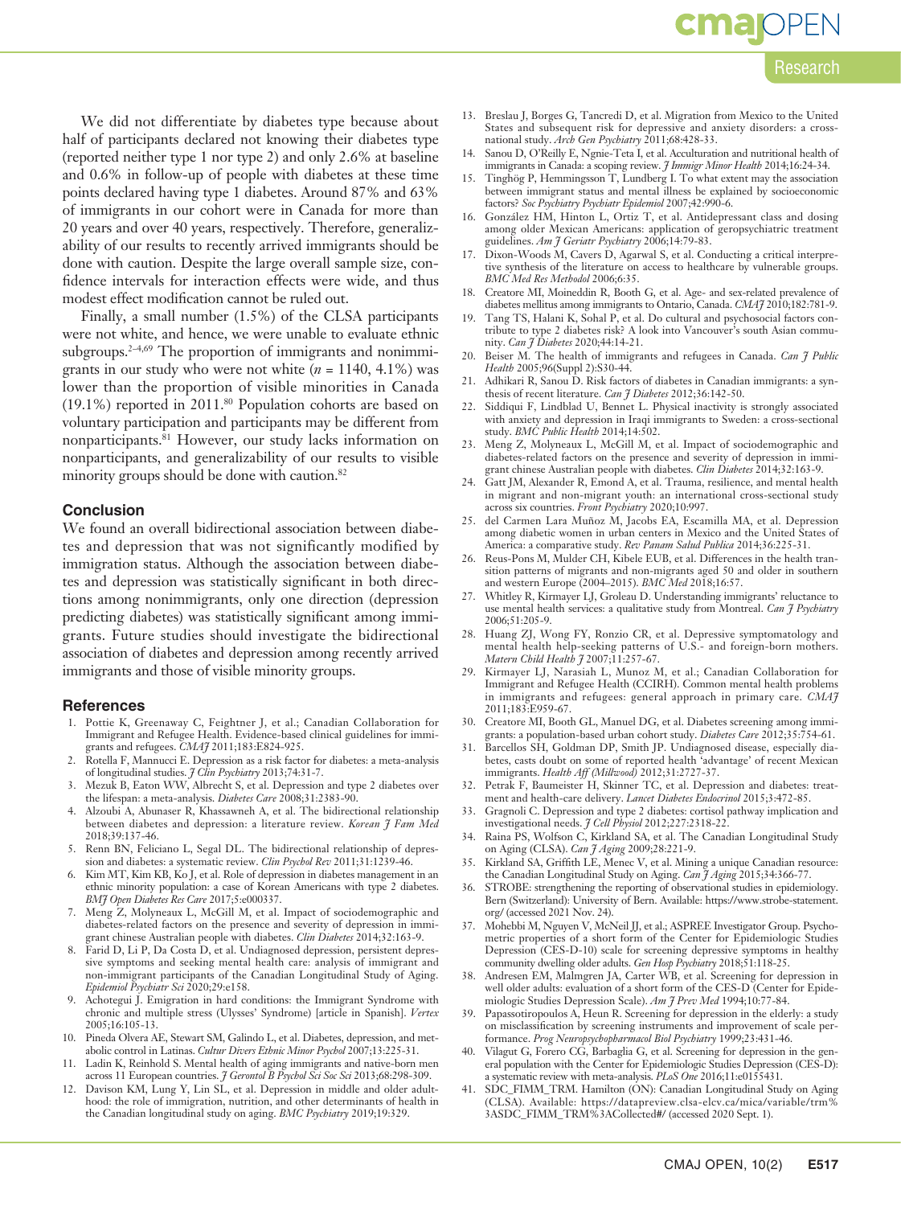We did not differentiate by diabetes type because about half of participants declared not knowing their diabetes type (reported neither type 1 nor type 2) and only 2.6% at baseline and 0.6% in follow-up of people with diabetes at these time points declared having type 1 diabetes. Around 87% and 63% of immigrants in our cohort were in Canada for more than 20 years and over 40 years, respectively. Therefore, generalizability of our results to recently arrived immigrants should be done with caution. Despite the large overall sample size, confidence intervals for interaction effects were wide, and thus modest effect modification cannot be ruled out.

Finally, a small number (1.5%) of the CLSA participants were not white, and hence, we were unable to evaluate ethnic subgroups.[2–4,69] The proportion of immigrants and nonimmigrants in our study who were not white ($n$ = 1140, 4.1%) was lower than the proportion of visible minorities in Canada (19.1%) reported in 2011.[80] Population cohorts are based on voluntary participation and participants may be different from nonparticipants.[81] However, our study lacks information on nonparticipants, and generalizability of our results to visible minority groups should be done with caution.[82]

## Conclusion

We found an overall bidirectional association between diabetes and depression that was not significantly modified by immigration status. Although the association between diabetes and depression was statistically significant in both directions among nonimmigrants, only one direction (depression predicting diabetes) was statistically significant among immigrants. Future studies should investigate the bidirectional association of diabetes and depression among recently arrived immigrants and those of visible minority groups.

## References

1. Pottie K, Greenaway C, Feightner J, et al.; Canadian Collaboration for Immigrant and Refugee Health. Evidence-based clinical guidelines for immigrants and refugees. *CMAJ* 2011;183:E824-925.
2. Rotella F, Mannucci E. Depression as a risk factor for diabetes: a meta-analysis of longitudinal studies. *J Clin Psychiatry* 2013;74:31-7.
3. Mezuk B, Eaton WW, Albrecht S, et al. Depression and type 2 diabetes over the lifespan: a meta-analysis. *Diabetes Care* 2008;31:2383-90.
4. Alzoubi A, Abunaser R, Khassawneh A, et al. The bidirectional relationship between diabetes and depression: a literature review. *Korean J Fam Med* 2018;39:137-46.
5. Renn BN, Feliciano L, Segal DL. The bidirectional relationship of depression and diabetes: a systematic review. *Clin Psychol Rev* 2011;31:1239-46.
6. Kim MT, Kim KB, Ko J, et al. Role of depression in diabetes management in an ethnic minority population: a case of Korean Americans with type 2 diabetes. *BMJ Open Diabetes Res Care* 2017;5:e000337.
7. Meng Z, Molyneaux L, McGill M, et al. Impact of sociodemographic and diabetes-related factors on the presence and severity of depression in immigrant chinese Australian people with diabetes. *Clin Diabetes* 2014;32:163-9.
8. Farid D, Li P, Da Costa D, et al. Undiagnosed depression, persistent depressive symptoms and seeking mental health care: analysis of immigrant and non-immigrant participants of the Canadian Longitudinal Study of Aging. *Epidemiol Psychiatr Sci* 2020;29:e158.
9. Achotegui J. Emigration in hard conditions: the Immigrant Syndrome with chronic and multiple stress (Ulysses' Syndrome) [article in Spanish]. *Vertex* 2005;16:105-13.
10. Pineda Olvera AE, Stewart SM, Galindo L, et al. Diabetes, depression, and metabolic control in Latinas. *Cultur Divers Ethnic Minor Psychol* 2007;13:225-31.
11. Ladin K, Reinhold S. Mental health of aging immigrants and native-born men across 11 European countries. *J Gerontol B Psychol Sci Soc Sci* 2013;68:298-309.
12. Davison KM, Lung Y, Lin SL, et al. Depression in middle and older adulthood: the role of immigration, nutrition, and other determinants of health in the Canadian longitudinal study on aging. *BMC Psychiatry* 2019;19:329.
13. Breslau J, Borges G, Tancredi D, et al. Migration from Mexico to the United States and subsequent risk for depressive and anxiety disorders: a cross-national study. *Arch Gen Psychiatry* 2011;68:428-33.
14. Sanou D, O'Reilly E, Ngnie-Teta I, et al. Acculturation and nutritional health of immigrants in Canada: a scoping review. *J Immigr Minor Health* 2014;16:24-34.
15. Tinghög P, Hemmingsson T, Lundberg I. To what extent may the association between immigrant status and mental illness be explained by socioeconomic factors? *Soc Psychiatry Psychiatr Epidemiol* 2007;42:990-6.
16. González HM, Hinton L, Ortiz T, et al. Antidepressant class and dosing among older Mexican Americans: application of geropsychiatric treatment guidelines. *Am J Geriatr Psychiatry* 2006;14:79-83.
17. Dixon-Woods M, Cavers D, Agarwal S, et al. Conducting a critical interpretive synthesis of the literature on access to healthcare by vulnerable groups. *BMC Med Res Methodol* 2006;6:35.
18. Creatore MI, Moineddin R, Booth G, et al. Age- and sex-related prevalence of diabetes mellitus among immigrants to Ontario, Canada. *CMAJ* 2010;182:781-9.
19. Tang TS, Halani K, Sohal P, et al. Do cultural and psychosocial factors contribute to type 2 diabetes risk? A look into Vancouver's south Asian community. *Can J Diabetes* 2020;44:14-21.
20. Beiser M. The health of immigrants and refugees in Canada. *Can J Public Health* 2005;96(Suppl 2):S30-44.
21. Adhikari R, Sanou D. Risk factors of diabetes in Canadian immigrants: a synthesis of recent literature. *Can J Diabetes* 2012;36:142-50.
22. Siddiqui F, Lindblad U, Bennet L. Physical inactivity is strongly associated with anxiety and depression in Iraqi immigrants to Sweden: a cross-sectional study. *BMC Public Health* 2014;14:502.
23. Meng Z, Molyneaux L, McGill M, et al. Impact of sociodemographic and diabetes-related factors on the presence and severity of depression in immigrant chinese Australian people with diabetes. *Clin Diabetes* 2014;32:163-9.
24. Gatt JM, Alexander R, Emond A, et al. Trauma, resilience, and mental health in migrant and non-migrant youth: an international cross-sectional study across six countries. *Front Psychiatry* 2020;10:997.
25. del Carmen Lara Muñoz M, Jacobs EA, Escamilla MA, et al. Depression among diabetic women in urban centers in Mexico and the United States of America: a comparative study. *Rev Panam Salud Publica* 2014;36:225-31.
26. Reus-Pons M, Mulder CH, Kibele EUB, et al. Differences in the health transition patterns of migrants and non-migrants aged 50 and older in southern and western Europe (2004–2015). *BMC Med* 2018;16:57.
27. Whitley R, Kirmayer LJ, Groleau D. Understanding immigrants' reluctance to use mental health services: a qualitative study from Montreal. *Can J Psychiatry* 2006;51:205-9.
28. Huang ZJ, Wong FY, Ronzio CR, et al. Depressive symptomatology and mental health help-seeking patterns of U.S.- and foreign-born mothers. *Matern Child Health J* 2007;11:257-67.
29. Kirmayer LJ, Narasiah L, Munoz M, et al.; Canadian Collaboration for Immigrant and Refugee Health (CCIRH). Common mental health problems in immigrants and refugees: general approach in primary care. *CMAJ* 2011;183:E959-67.
30. Creatore MI, Booth GL, Manuel DG, et al. Diabetes screening among immigrants: a population-based urban cohort study. *Diabetes Care* 2012;35:754-61.
31. Barcellos SH, Goldman DP, Smith JP. Undiagnosed disease, especially diabetes, casts doubt on some of reported health 'advantage' of recent Mexican immigrants. *Health Aff (Millwood)* 2012;31:2727-37.
32. Petrak F, Baumeister H, Skinner TC, et al. Depression and diabetes: treatment and health-care delivery. *Lancet Diabetes Endocrinol* 2015;3:472-85.
33. Gragnoli C. Depression and type 2 diabetes: cortisol pathway implication and investigational needs. *J Cell Physiol* 2012;227:2318-22.
34. Raina PS, Wolfson C, Kirkland SA, et al. The Canadian Longitudinal Study on Aging (CLSA). *Can J Aging* 2009;28:221-9.
35. Kirkland SA, Griffith LE, Menec V, et al. Mining a unique Canadian resource: the Canadian Longitudinal Study on Aging. *Can J Aging* 2015;34:366-77.
36. STROBE: strengthening the reporting of observational studies in epidemiology. Bern (Switzerland): University of Bern. Available: https://www.strobe-statement.org/ (accessed 2021 Nov. 24).
37. Mohebbi M, Nguyen V, McNeil JJ, et al.; ASPREE Investigator Group. Psychometric properties of a short form of the Center for Epidemiologic Studies Depression (CES-D-10) scale for screening depressive symptoms in healthy community dwelling older adults. *Gen Hosp Psychiatry* 2018;51:118-25.
38. Andresen EM, Malmgren JA, Carter WB, et al. Screening for depression in well older adults: evaluation of a short form of the CES-D (Center for Epidemiologic Studies Depression Scale). *Am J Prev Med* 1994;10:77-84.
39. Papassotiropoulos A, Heun R. Screening for depression in the elderly: a study on misclassification by screening instruments and improvement of scale performance. *Prog Neuropsychopharmacol Biol Psychiatry* 1999;23:431-46.
40. Vilagut G, Forero CG, Barbaglia G, et al. Screening for depression in the general population with the Center for Epidemiologic Studies Depression (CES-D): a systematic review with meta-analysis. *PLoS One* 2016;11:e0155431.
41. SDC_FIMM_TRM. Hamilton (ON): Canadian Longitudinal Study on Aging (CLSA). Available: https://datapreview.clsa-elcv.ca/mica/variable/trm%3ASDC_FIMM_TRM%3ACollected#/ (accessed 2020 Sept. 1).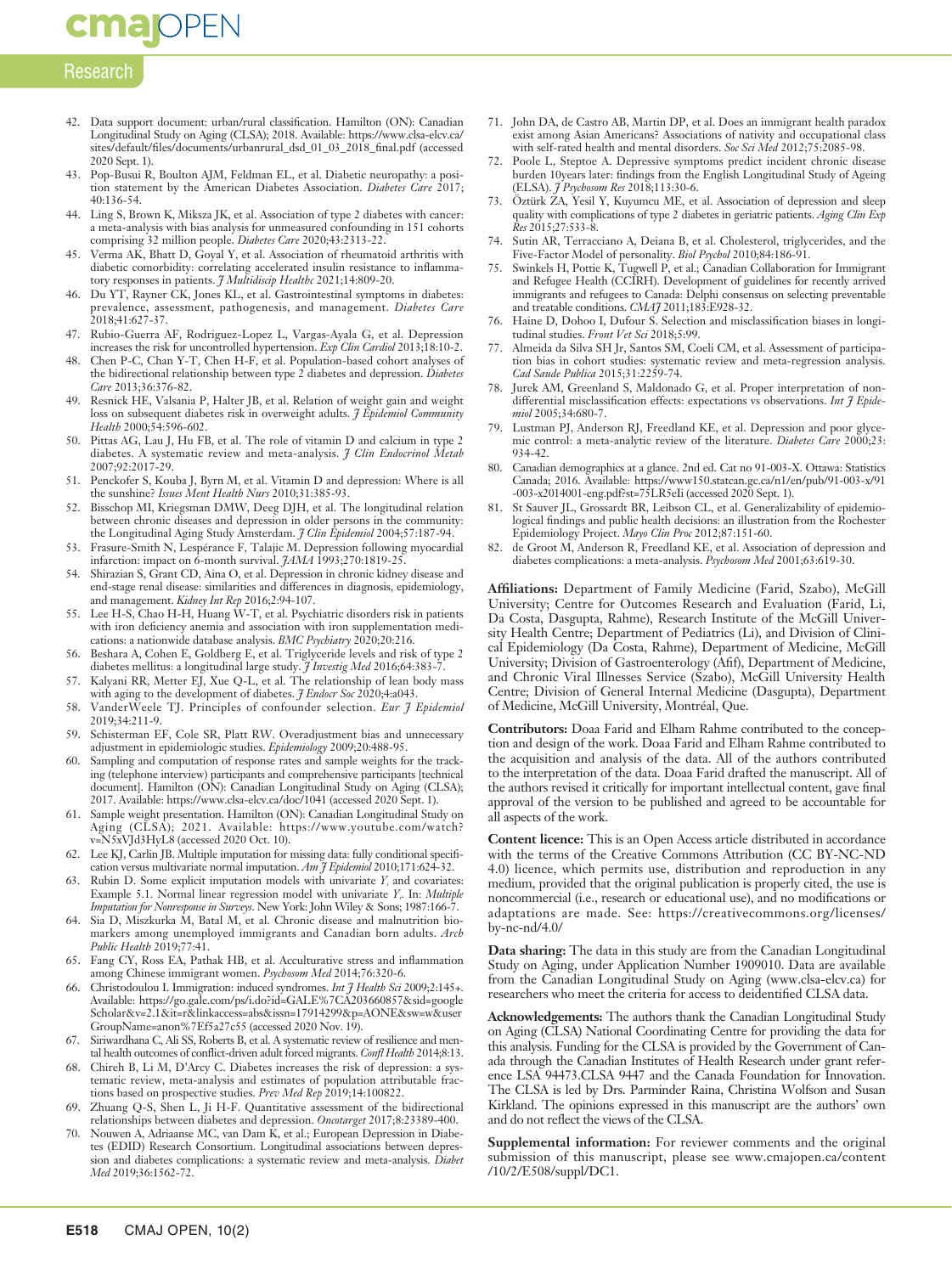42. Data support document: urban/rural classification. Hamilton (ON): Canadian Longitudinal Study on Aging (CLSA); 2018. Available: https://www.clsa-elcv.ca/sites/default/files/documents/urbanrural_dsd_01_03_2018_final.pdf (accessed 2020 Sept. 1).
43. Pop-Busui R, Boulton AJM, Feldman EL, et al. Diabetic neuropathy: a position statement by the American Diabetes Association. *Diabetes Care* 2017;40:136-54.
44. Ling S, Brown K, Miksza JK, et al. Association of type 2 diabetes with cancer: a meta-analysis with bias analysis for unmeasured confounding in 151 cohorts comprising 32 million people. *Diabetes Care* 2020;43:2313-22.
45. Verma AK, Bhatt D, Goyal Y, et al. Association of rheumatoid arthritis with diabetic comorbidity: correlating accelerated insulin resistance to inflammatory responses in patients. *J Multidiscip Healthc* 2021;14:809-20.
46. Du YT, Rayner CK, Jones KL, et al. Gastrointestinal symptoms in diabetes: prevalence, assessment, pathogenesis, and management. *Diabetes Care* 2018;41:627-37.
47. Rubio-Guerra AF, Rodriguez-Lopez L, Vargas-Ayala G, et al. Depression increases the risk for uncontrolled hypertension. *Exp Clin Cardiol* 2013;18:10-2.
48. Chen P-C, Chan Y-T, Chen H-F, et al. Population-based cohort analyses of the bidirectional relationship between type 2 diabetes and depression. *Diabetes Care* 2013;36:376-82.
49. Resnick HE, Valsania P, Halter JB, et al. Relation of weight gain and weight loss on subsequent diabetes risk in overweight adults. *J Epidemiol Community Health* 2000;54:596-602.
50. Pittas AG, Lau J, Hu FB, et al. The role of vitamin D and calcium in type 2 diabetes. A systematic review and meta-analysis. *J Clin Endocrinol Metab* 2007;92:2017-29.
51. Penckofer S, Kouba J, Byrn M, et al. Vitamin D and depression: Where is all the sunshine? *Issues Ment Health Nurs* 2010;31:385-93.
52. Bisschop MI, Kriegsman DMW, Deeg DJH, et al. The longitudinal relation between chronic diseases and depression in older persons in the community: the Longitudinal Aging Study Amsterdam. *J Clin Epidemiol* 2004;57:187-94.
53. Frasure-Smith N, Lespérance F, Talajic M. Depression following myocardial infarction: impact on 6-month survival. *JAMA* 1993;270:1819-25.
54. Shirazian S, Grant CD, Aina O, et al. Depression in chronic kidney disease and end-stage renal disease: similarities and differences in diagnosis, epidemiology, and management. *Kidney Int Rep* 2016;2:94-107.
55. Lee H-S, Chao H-H, Huang W-T, et al. Psychiatric disorders risk in patients with iron deficiency anemia and association with iron supplementation medications: a nationwide database analysis. *BMC Psychiatry* 2020;20:216.
56. Beshara A, Cohen E, Goldberg E, et al. Triglyceride levels and risk of type 2 diabetes mellitus: a longitudinal large study. *J Investig Med* 2016;64:383-7.
57. Kalyani RR, Metter EJ, Xue Q-L, et al. The relationship of lean body mass with aging to the development of diabetes. *J Endocr Soc* 2020;4:a043.
58. VanderWeele TJ. Principles of confounder selection. *Eur J Epidemiol* 2019;34:211-9.
59. Schisterman EF, Cole SR, Platt RW. Overadjustment bias and unnecessary adjustment in epidemiologic studies. *Epidemiology* 2009;20:488-95.
60. Sampling and computation of response rates and sample weights for the tracking (telephone interview) participants and comprehensive participants [technical document]. Hamilton (ON): Canadian Longitudinal Study on Aging (CLSA); 2017. Available: https://www.clsa-elcv.ca/doc/1041 (accessed 2020 Sept. 1).
61. Sample weight presentation. Hamilton (ON): Canadian Longitudinal Study on Aging (CLSA); 2021. Available: https://www.youtube.com/watch?v=N5xVJd3HyL8 (accessed 2020 Oct. 10).
62. Lee KJ, Carlin JB. Multiple imputation for missing data: fully conditional specification versus multivariate normal imputation. *Am J Epidemiol* 2010;171:624-32.
63. Rubin D. Some explicit imputation models with univariate $Y_i$ and covariates: Example 5.1. Normal linear regression model with univariate $Y_i$. In: *Multiple Imputation for Nonresponse in Surveys*. New York: John Wiley & Sons; 1987:166-7.
64. Sia D, Miszkurka M, Batal M, et al. Chronic disease and malnutrition biomarkers among unemployed immigrants and Canadian born adults. *Arch Public Health* 2019;77:41.
65. Fang CY, Ross EA, Pathak HB, et al. Acculturative stress and inflammation among Chinese immigrant women. *Psychosom Med* 2014;76:320-6.
66. Christodoulou I. Immigration: induced syndromes. *Int J Health Sci* 2009;2:145+. Available: https://go.gale.com/ps/i.do?id=GALE%7CA203660857&sid=googleScholar&v=2.1&it=r&linkaccess=abs&issn=17914299&p=AONE&sw=w&userGroupName=anon%7Ef5a27c55 (accessed 2020 Nov. 19).
67. Siriwardhana C, Ali SS, Roberts B, et al. A systematic review of resilience and mental health outcomes of conflict-driven adult forced migrants. *Confl Health* 2014;8:13.
68. Chireh B, Li M, D'Arcy C. Diabetes increases the risk of depression: a systematic review, meta-analysis and estimates of population attributable fractions based on prospective studies. *Prev Med Rep* 2019;14:100822.
69. Zhuang Q-S, Shen L, Ji H-F. Quantitative assessment of the bidirectional relationships between diabetes and depression. *Oncotarget* 2017;8:23389-400.
70. Nouwen A, Adriaanse MC, van Dam K, et al.; European Depression in Diabetes (EDID) Research Consortium. Longitudinal associations between depression and diabetes complications: a systematic review and meta-analysis. *Diabet Med* 2019;36:1562-72.
71. John DA, de Castro AB, Martin DP, et al. Does an immigrant health paradox exist among Asian Americans? Associations of nativity and occupational class with self-rated health and mental disorders. *Soc Sci Med* 2012;75:2085-98.
72. Poole L, Steptoe A. Depressive symptoms predict incident chronic disease burden 10years later: findings from the English Longitudinal Study of Ageing (ELSA). *J Psychosom Res* 2018;113:30-6.
73. Öztürk ZA, Yesil Y, Kuyumcu ME, et al. Association of depression and sleep quality with complications of type 2 diabetes in geriatric patients. *Aging Clin Exp Res* 2015;27:533-8.
74. Sutin AR, Terracciano A, Deiana B, et al. Cholesterol, triglycerides, and the Five-Factor Model of personality. *Biol Psychol* 2010;84:186-91.
75. Swinkels H, Pottie K, Tugwell P, et al.; Canadian Collaboration for Immigrant and Refugee Health (CCIRH). Development of guidelines for recently arrived immigrants and refugees to Canada: Delphi consensus on selecting preventable and treatable conditions. *CMAJ* 2011;183:E928-32.
76. Haine D, Dohoo I, Dufour S. Selection and misclassification biases in longitudinal studies. *Front Vet Sci* 2018;5:99.
77. Almeida da Silva SH Jr, Santos SM, Coeli CM, et al. Assessment of participation bias in cohort studies: systematic review and meta-regression analysis. *Cad Saude Publica* 2015;31:2259-74.
78. Jurek AM, Greenland S, Maldonado G, et al. Proper interpretation of non-differential misclassification effects: expectations vs observations. *Int J Epidemiol* 2005;34:680-7.
79. Lustman PJ, Anderson RJ, Freedland KE, et al. Depression and poor glycemic control: a meta-analytic review of the literature. *Diabetes Care* 2000;23:934-42.
80. Canadian demographics at a glance. 2nd ed. Cat no 91-003-X. Ottawa: Statistics Canada; 2016. Available: https://www150.statcan.gc.ca/n1/en/pub/91-003-x/91-003-x2014001-eng.pdf?st=75LR5eIi (accessed 2020 Sept. 1).
81. St Sauver JL, Grossardt BR, Leibson CL, et al. Generalizability of epidemiological findings and public health decisions: an illustration from the Rochester Epidemiology Project. *Mayo Clin Proc* 2012;87:151-60.
82. de Groot M, Anderson R, Freedland KE, et al. Association of depression and diabetes complications: a meta-analysis. *Psychosom Med* 2001;63:619-30.

**Affiliations:** Department of Family Medicine (Farid, Szabo), McGill University; Centre for Outcomes Research and Evaluation (Farid, Li, Da Costa, Dasgupta, Rahme), Research Institute of the McGill University Health Centre; Department of Pediatrics (Li), and Division of Clinical Epidemiology (Da Costa, Rahme), Department of Medicine, McGill University; Division of Gastroenterology (Afif), Department of Medicine, and Chronic Viral Illnesses Service (Szabo), McGill University Health Centre; Division of General Internal Medicine (Dasgupta), Department of Medicine, McGill University, Montréal, Que.

**Contributors:** Doaa Farid and Elham Rahme contributed to the conception and design of the work. Doaa Farid and Elham Rahme contributed to the acquisition and analysis of the data. All of the authors contributed to the interpretation of the data. Doaa Farid drafted the manuscript. All of the authors revised it critically for important intellectual content, gave final approval of the version to be published and agreed to be accountable for all aspects of the work.

**Content licence:** This is an Open Access article distributed in accordance with the terms of the Creative Commons Attribution (CC BY-NC-ND 4.0) licence, which permits use, distribution and reproduction in any medium, provided that the original publication is properly cited, the use is noncommercial (i.e., research or educational use), and no modifications or adaptations are made. See: https://creativecommons.org/licenses/by-nc-nd/4.0/

**Data sharing:** The data in this study are from the Canadian Longitudinal Study on Aging, under Application Number 1909010. Data are available from the Canadian Longitudinal Study on Aging (www.clsa-elcv.ca) for researchers who meet the criteria for access to deidentified CLSA data.

**Acknowledgements:** The authors thank the Canadian Longitudinal Study on Aging (CLSA) National Coordinating Centre for providing the data for this analysis. Funding for the CLSA is provided by the Government of Canada through the Canadian Institutes of Health Research under grant reference LSA 94473.CLSA 9447 and the Canada Foundation for Innovation. The CLSA is led by Drs. Parminder Raina, Christina Wolfson and Susan Kirkland. The opinions expressed in this manuscript are the authors' own and do not reflect the views of the CLSA.

**Supplemental information:** For reviewer comments and the original submission of this manuscript, please see www.cmajopen.ca/content/10/2/E508/suppl/DC1.